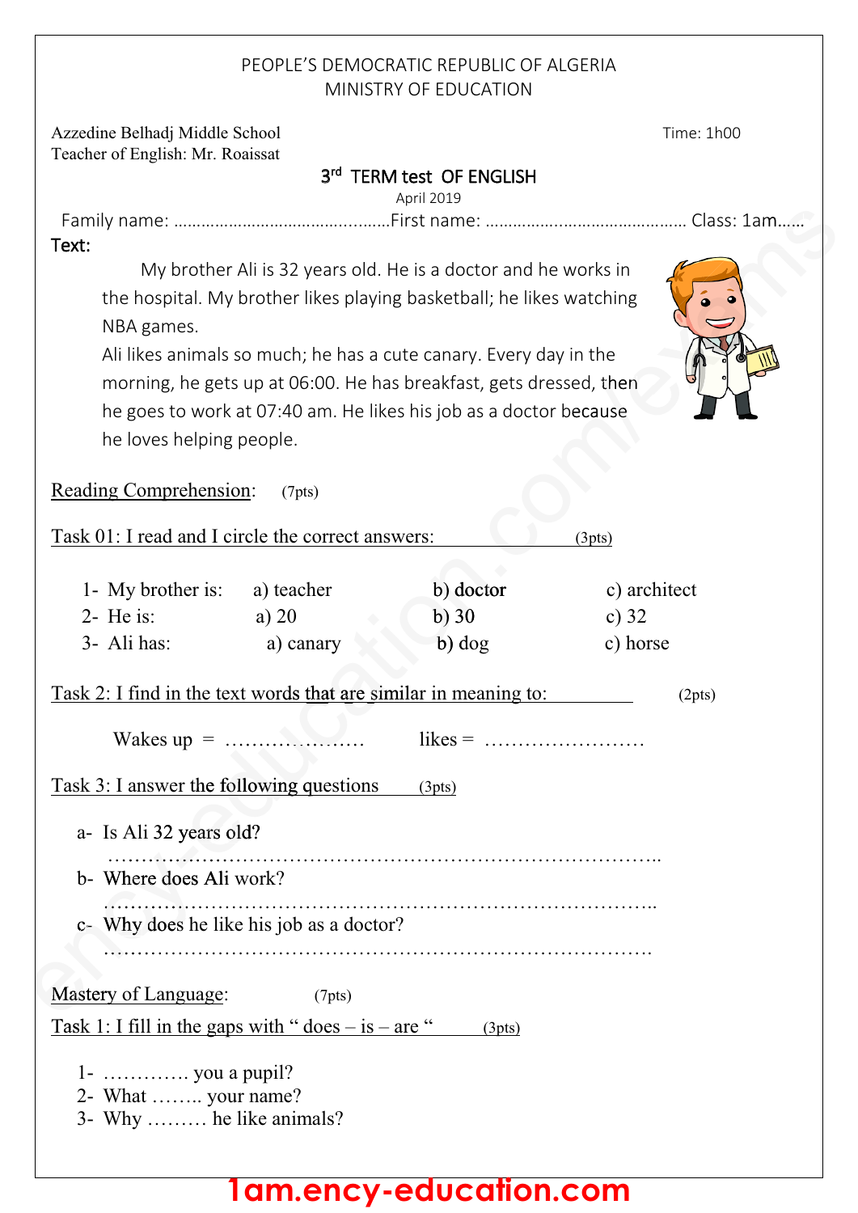PEOPLE'S DEMOCRATIC REPUBLIC OF ALGERIA
MINISTRY OF EDUCATION

Azzedine Belhadj Middle School
Teacher of English: Mr. Roaissat

Time: 1h00

## 3rd TERM test OF ENGLISH

April 2019

Family name: ……………………………………….First name: ……………………………………. Class: 1am……

**Text:**

My brother Ali is 32 years old. He is a doctor and he works in the hospital. My brother likes playing basketball; he likes watching NBA games.

Ali likes animals so much; he has a cute canary. Every day in the morning, he gets up at 06:00. He has breakfast, gets dressed, then he goes to work at 07:40 am. He likes his job as a doctor because he loves helping people.

### Reading Comprehension: (7pts)

**Task 01: I read and I circle the correct answers:** (3pts)

1- My brother is: a) teacher b) doctor c) architect
2- He is: a) 20 b) 30 c) 32
3- Ali has: a) canary b) dog c) horse

**Task 2: I find in the text words that are similar in meaning to:** (2pts)

Wakes up = ………………… likes = ……………………

**Task 3: I answer the following questions** (3pts)

a- Is Ali 32 years old?
……………………………………………………………………..
b- Where does Ali work?
……………………………………………………………………..
c- Why does he like his job as a doctor?
…………………………………………………………………….

### Mastery of Language: (7pts)

**Task 1: I fill in the gaps with " does – is – are "** (3pts)

1- …………. you a pupil?
2- What …….. your name?
3- Why ……… he like animals?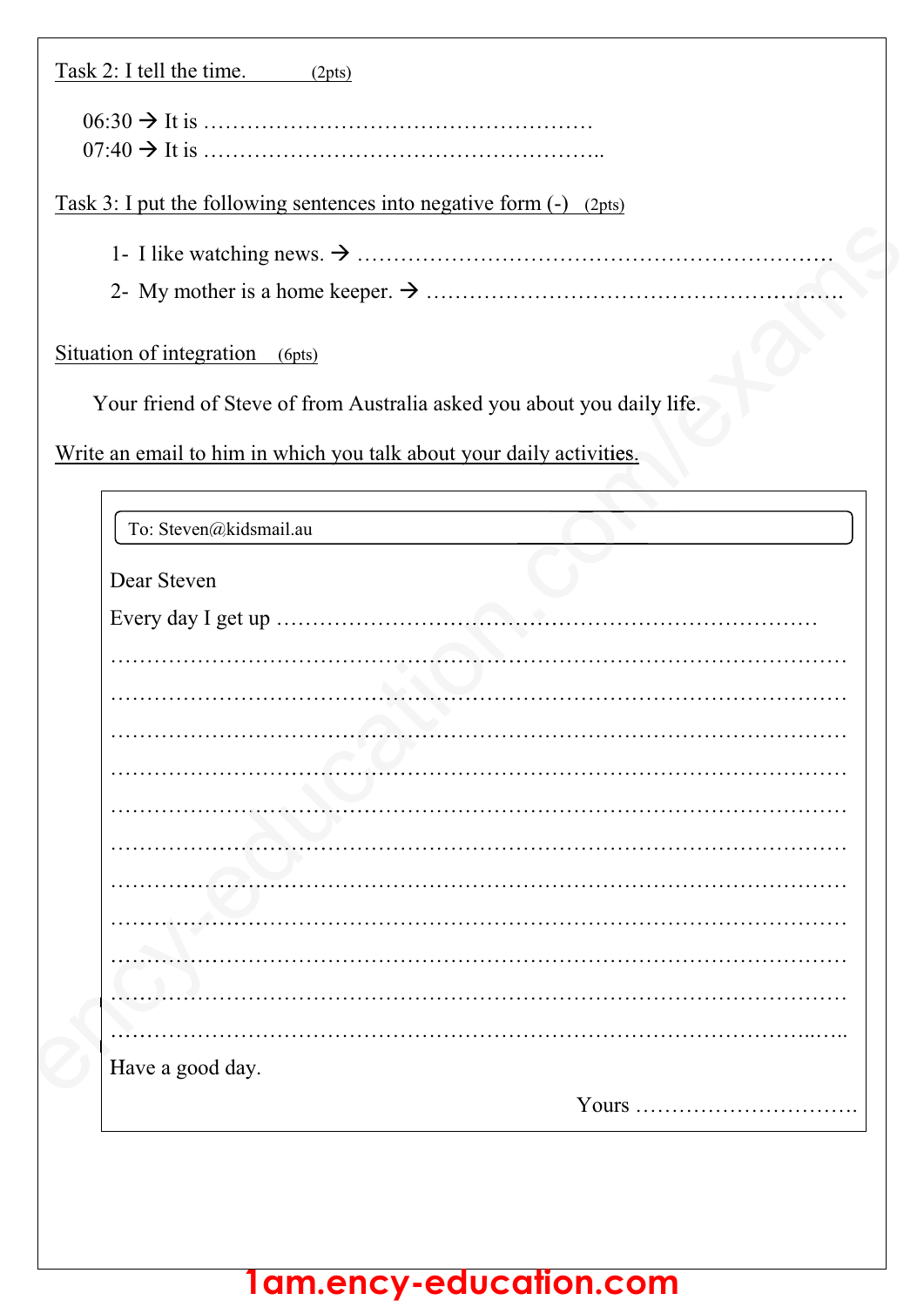Task 2: I tell the time. (2pts)

06:30 → It is ………………………………………………

07:40 → It is ……………………………………………..

Task 3: I put the following sentences into negative form (-) (2pts)

1- I like watching news. → …………………………………………………………

2- My mother is a home keeper. → ……………………………………………….

Situation of integration (6pts)

Your friend of Steve of from Australia asked you about you daily life.

Write an email to him in which you talk about your daily activities.

To: Steven@kidsmail.au

Dear Steven

Every day I get up ………………………………………………………………

…………………………………………………………………………………………

…………………………………………………………………………………………

…………………………………………………………………………………………

…………………………………………………………………………………………

…………………………………………………………………………………………

…………………………………………………………………………………………

…………………………………………………………………………………………

…………………………………………………………………………………………

…………………………………………………………………………………………

…………………………………………………………………………………………

…………………………………………………………………………………………

Have a good day.

Yours …………………………